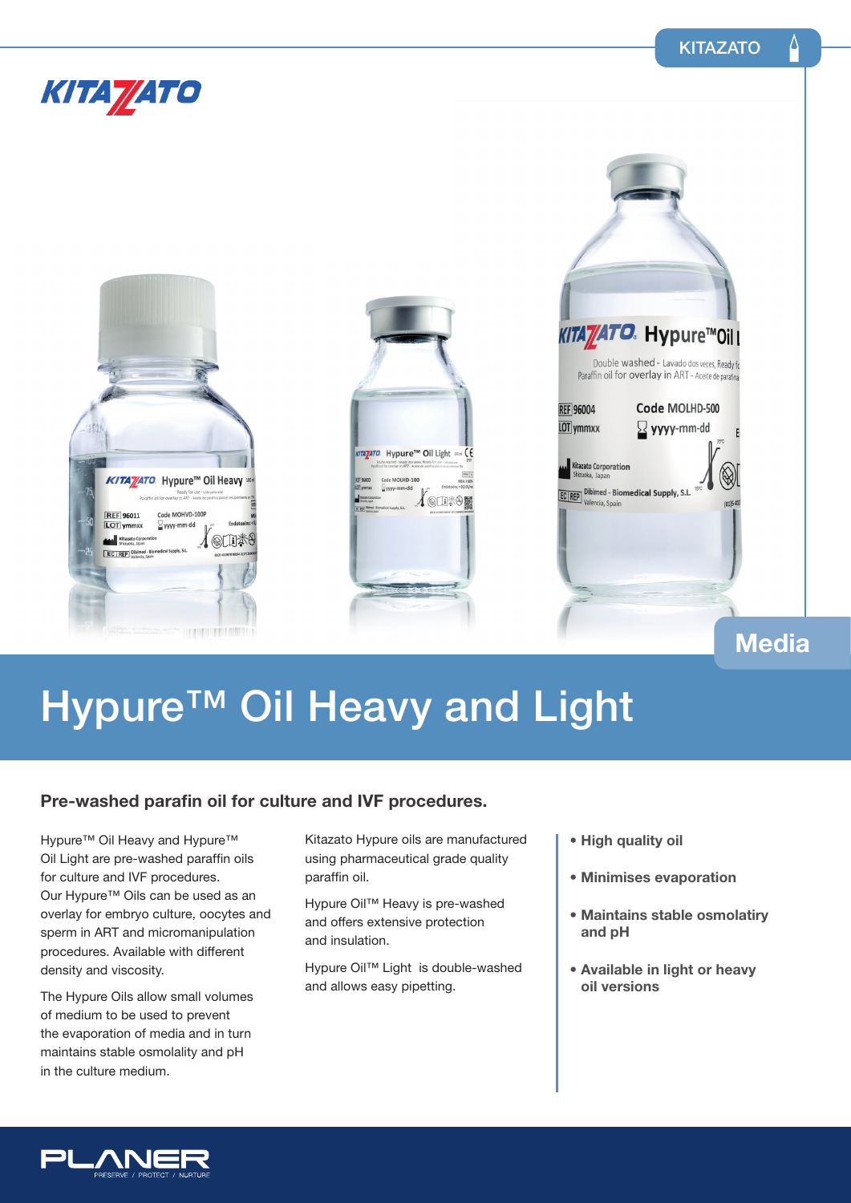KITAZATO

Media

# Hypure™ Oil Heavy and Light

## Pre-washed parafin oil for culture and IVF procedures.

Hypure™ Oil Heavy and Hypure™ Oil Light are pre-washed paraffin oils for culture and IVF procedures. Our Hypure™ Oils can be used as an overlay for embryo culture, oocytes and sperm in ART and micromanipulation procedures. Available with different density and viscosity.

The Hypure Oils allow small volumes of medium to be used to prevent the evaporation of media and in turn maintains stable osmolality and pH in the culture medium.

Kitazato Hypure oils are manufactured using pharmaceutical grade quality paraffin oil.

Hypure Oil™ Heavy is pre-washed and offers extensive protection and insulation.

Hypure Oil™ Light is double-washed and allows easy pipetting.

- **High quality oil**
- **Minimises evaporation**
- **Maintains stable osmolatiry and pH**
- **Available in light or heavy oil versions**

PLANER
PRESERVE / PROTECT / NURTURE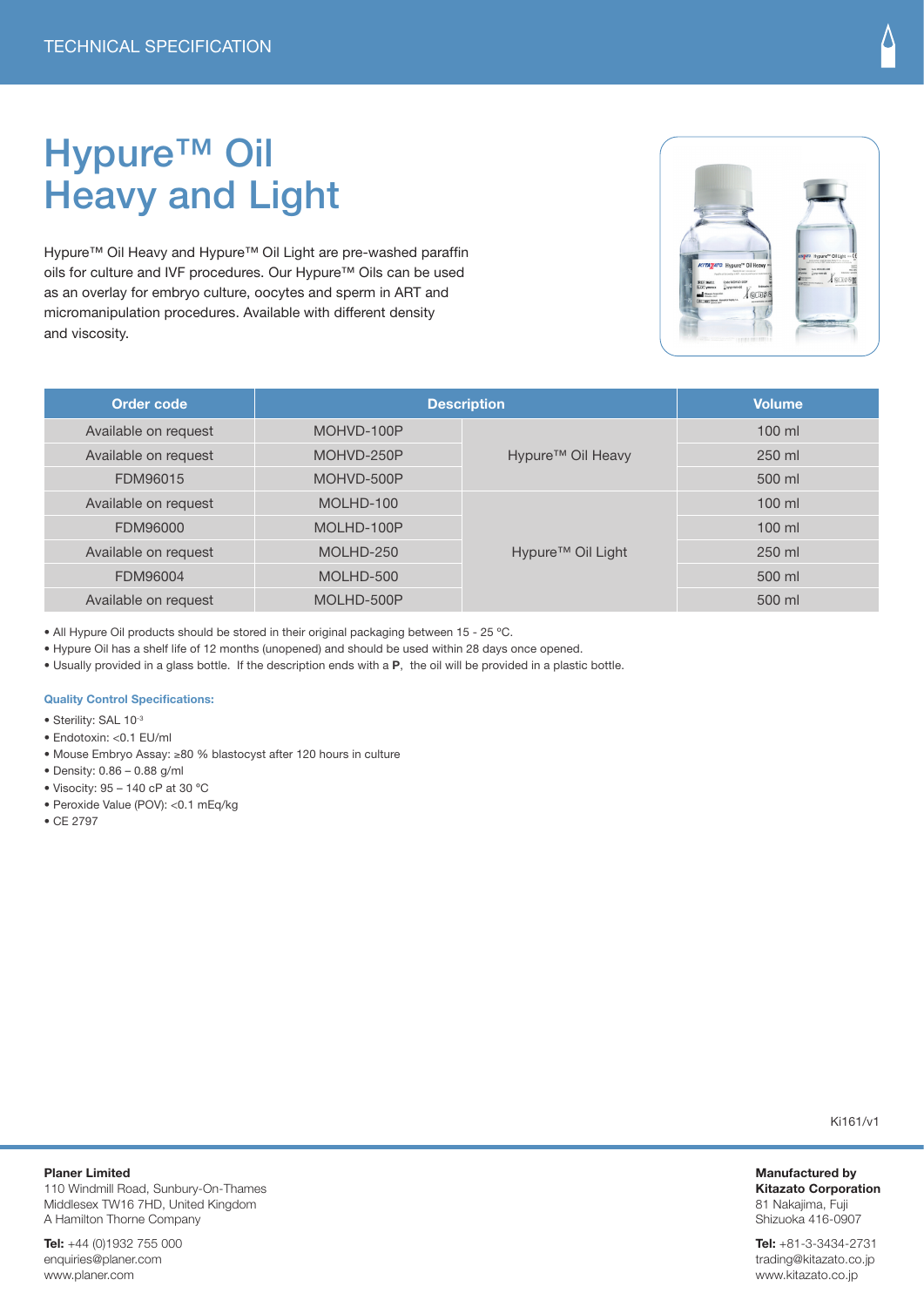TECHNICAL SPECIFICATION

# Hypure™ Oil Heavy and Light

Hypure™ Oil Heavy and Hypure™ Oil Light are pre-washed paraffin oils for culture and IVF procedures. Our Hypure™ Oils can be used as an overlay for embryo culture, oocytes and sperm in ART and micromanipulation procedures. Available with different density and viscosity.

| Order code | Description | | Volume |
|---|---|---|---|
| Available on request | MOHVD-100P | Hypure™ Oil Heavy | 100 ml |
| Available on request | MOHVD-250P | | 250 ml |
| FDM96015 | MOHVD-500P | | 500 ml |
| Available on request | MOLHD-100 | Hypure™ Oil Light | 100 ml |
| FDM96000 | MOLHD-100P | | 100 ml |
| Available on request | MOLHD-250 | | 250 ml |
| FDM96004 | MOLHD-500 | | 500 ml |
| Available on request | MOLHD-500P | | 500 ml |

- All Hypure Oil products should be stored in their original packaging between 15 - 25 ºC.
- Hypure Oil has a shelf life of 12 months (unopened) and should be used within 28 days once opened.
- Usually provided in a glass bottle. If the description ends with a **P**, the oil will be provided in a plastic bottle.

**Quality Control Specifications:**

- Sterility: SAL $10^{-3}$
- Endotoxin: <0.1 EU/ml
- Mouse Embryo Assay: ≥80 % blastocyst after 120 hours in culture
- Density: 0.86 – 0.88 g/ml
- Visocity: 95 – 140 cP at 30 °C
- Peroxide Value (POV): <0.1 mEq/kg
- CE 2797

Ki161/v1

**Planer Limited**
110 Windmill Road, Sunbury-On-Thames
Middlesex TW16 7HD, United Kingdom
A Hamilton Thorne Company

**Tel:** +44 (0)1932 755 000
enquiries@planer.com
www.planer.com

**Manufactured by**
**Kitazato Corporation**
81 Nakajima, Fuji
Shizuoka 416-0907

**Tel:** +81-3-3434-2731
trading@kitazato.co.jp
www.kitazato.co.jp